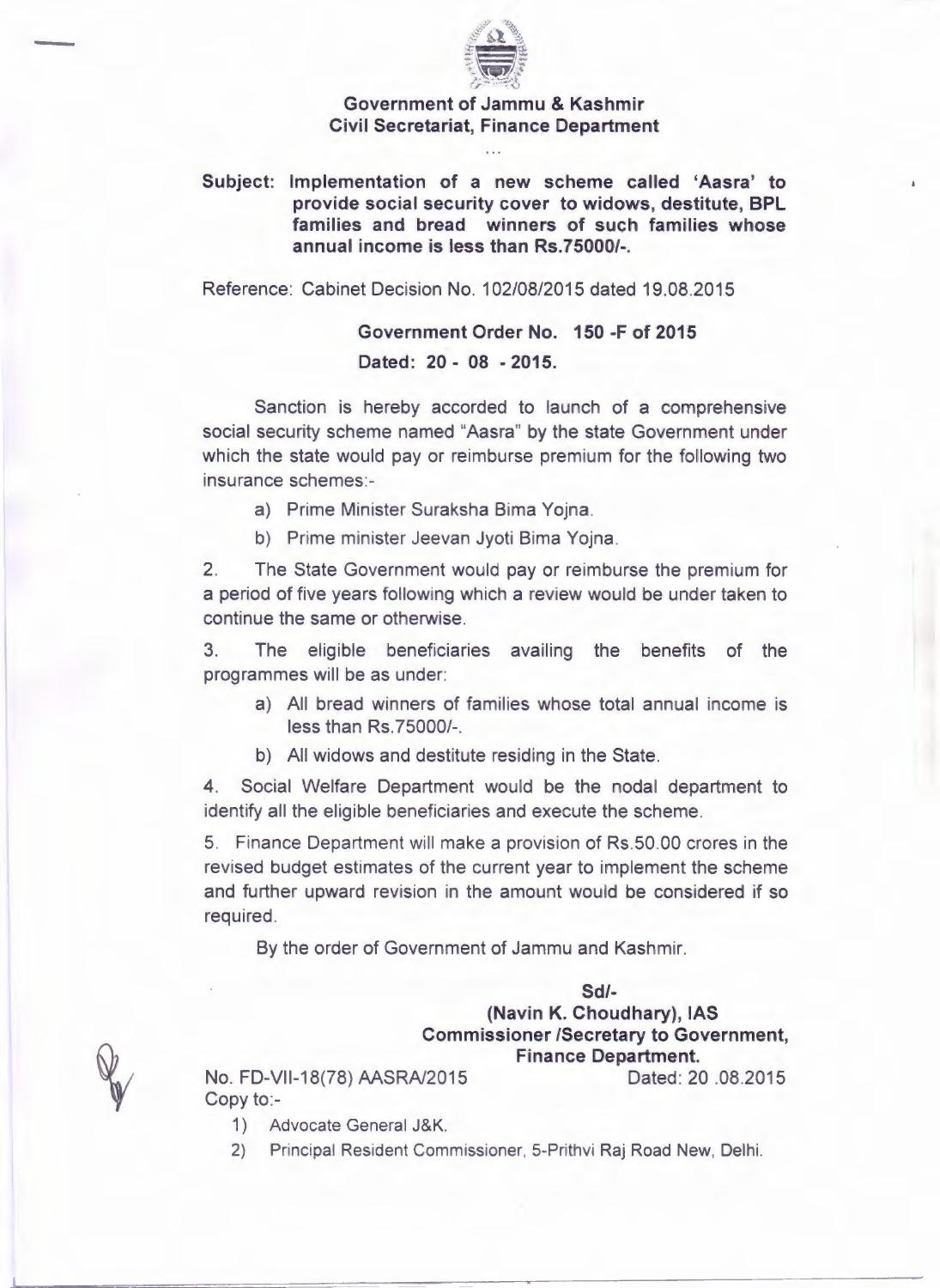**Government of Jammu & Kashmir**
**Civil Secretariat, Finance Department**

...

**Subject: Implementation of a new scheme called 'Aasra' to provide social security cover to widows, destitute, BPL families and bread winners of such families whose annual income is less than Rs.75000/-.**

Reference: Cabinet Decision No. 102/08/2015 dated 19.08.2015

**Government Order No. 150 -F of 2015**
**Dated: 20 - 08 - 2015.**

Sanction is hereby accorded to launch of a comprehensive social security scheme named "Aasra" by the state Government under which the state would pay or reimburse premium for the following two insurance schemes:-

a) Prime Minister Suraksha Bima Yojna.

b) Prime minister Jeevan Jyoti Bima Yojna.

2. The State Government would pay or reimburse the premium for a period of five years following which a review would be under taken to continue the same or otherwise.

3. The eligible beneficiaries availing the benefits of the programmes will be as under:

a) All bread winners of families whose total annual income is less than Rs.75000/-.

b) All widows and destitute residing in the State.

4. Social Welfare Department would be the nodal department to identify all the eligible beneficiaries and execute the scheme.

5. Finance Department will make a provision of Rs.50.00 crores in the revised budget estimates of the current year to implement the scheme and further upward revision in the amount would be considered if so required.

By the order of Government of Jammu and Kashmir.

**Sd/-**
**(Navin K. Choudhary), IAS**
**Commissioner /Secretary to Government,**
**Finance Department.**

No. FD-VII-18(78) AASRA/2015 Dated: 20 .08.2015

Copy to:-

1) Advocate General J&K.
2) Principal Resident Commissioner, 5-Prithvi Raj Road New, Delhi.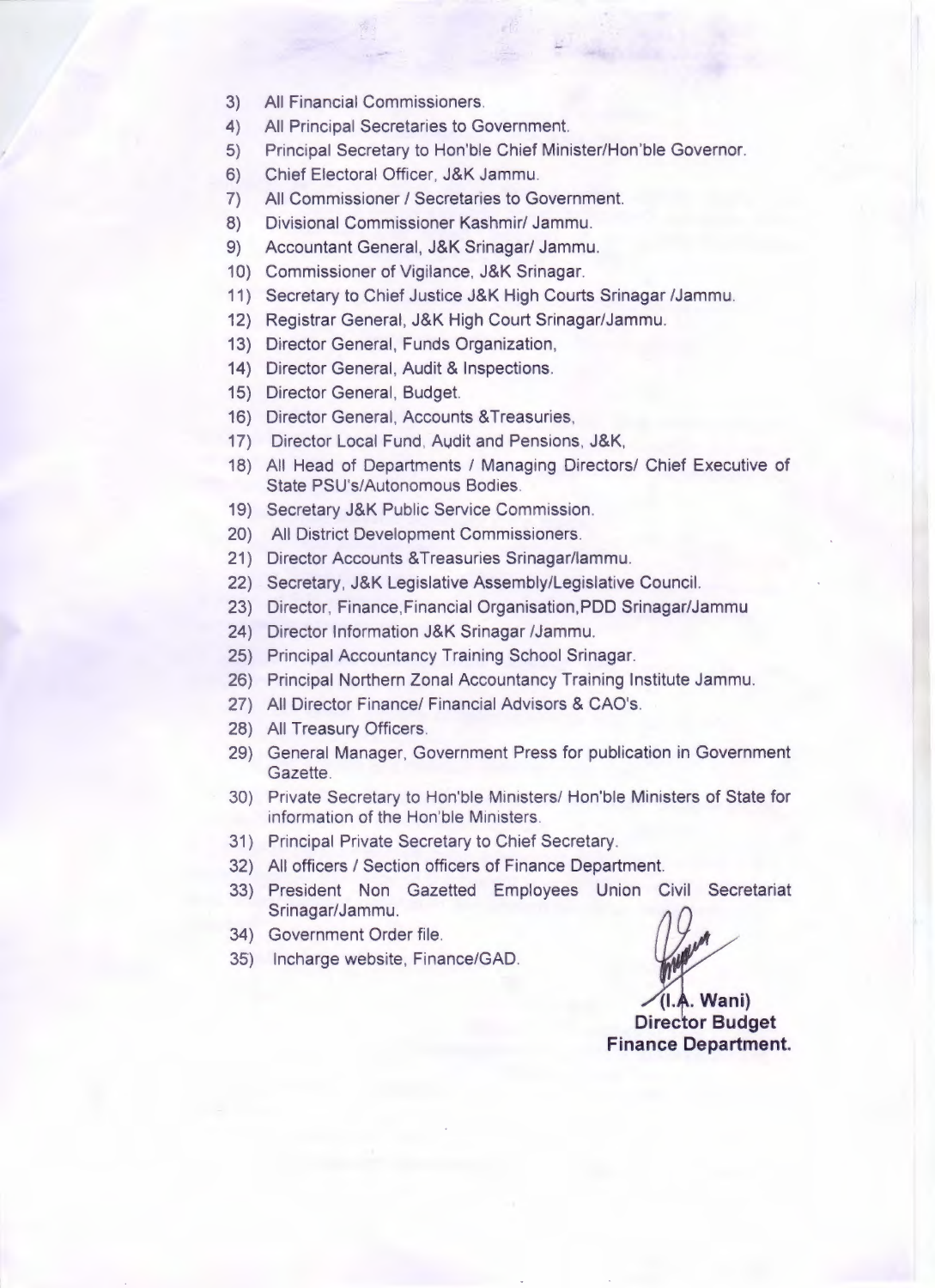3) All Financial Commissioners.
4) All Principal Secretaries to Government.
5) Principal Secretary to Hon'ble Chief Minister/Hon'ble Governor.
6) Chief Electoral Officer, J&K Jammu.
7) All Commissioner / Secretaries to Government.
8) Divisional Commissioner Kashmir/ Jammu.
9) Accountant General, J&K Srinagar/ Jammu.
10) Commissioner of Vigilance, J&K Srinagar.
11) Secretary to Chief Justice J&K High Courts Srinagar /Jammu.
12) Registrar General, J&K High Court Srinagar/Jammu.
13) Director General, Funds Organization,
14) Director General, Audit & Inspections.
15) Director General, Budget.
16) Director General, Accounts &Treasuries,
17) Director Local Fund, Audit and Pensions, J&K,
18) All Head of Departments / Managing Directors/ Chief Executive of State PSU's/Autonomous Bodies.
19) Secretary J&K Public Service Commission.
20) All District Development Commissioners.
21) Director Accounts &Treasuries Srinagar/lammu.
22) Secretary, J&K Legislative Assembly/Legislative Council.
23) Director, Finance,Financial Organisation,PDD Srinagar/Jammu
24) Director Information J&K Srinagar /Jammu.
25) Principal Accountancy Training School Srinagar.
26) Principal Northern Zonal Accountancy Training Institute Jammu.
27) All Director Finance/ Financial Advisors & CAO's.
28) All Treasury Officers.
29) General Manager, Government Press for publication in Government Gazette.
30) Private Secretary to Hon'ble Ministers/ Hon'ble Ministers of State for information of the Hon'ble Ministers.
31) Principal Private Secretary to Chief Secretary.
32) All officers / Section officers of Finance Department.
33) President Non Gazetted Employees Union Civil Secretariat Srinagar/Jammu.
34) Government Order file.
35) Incharge website, Finance/GAD.

**(I.A. Wani)**
**Director Budget**
**Finance Department.**